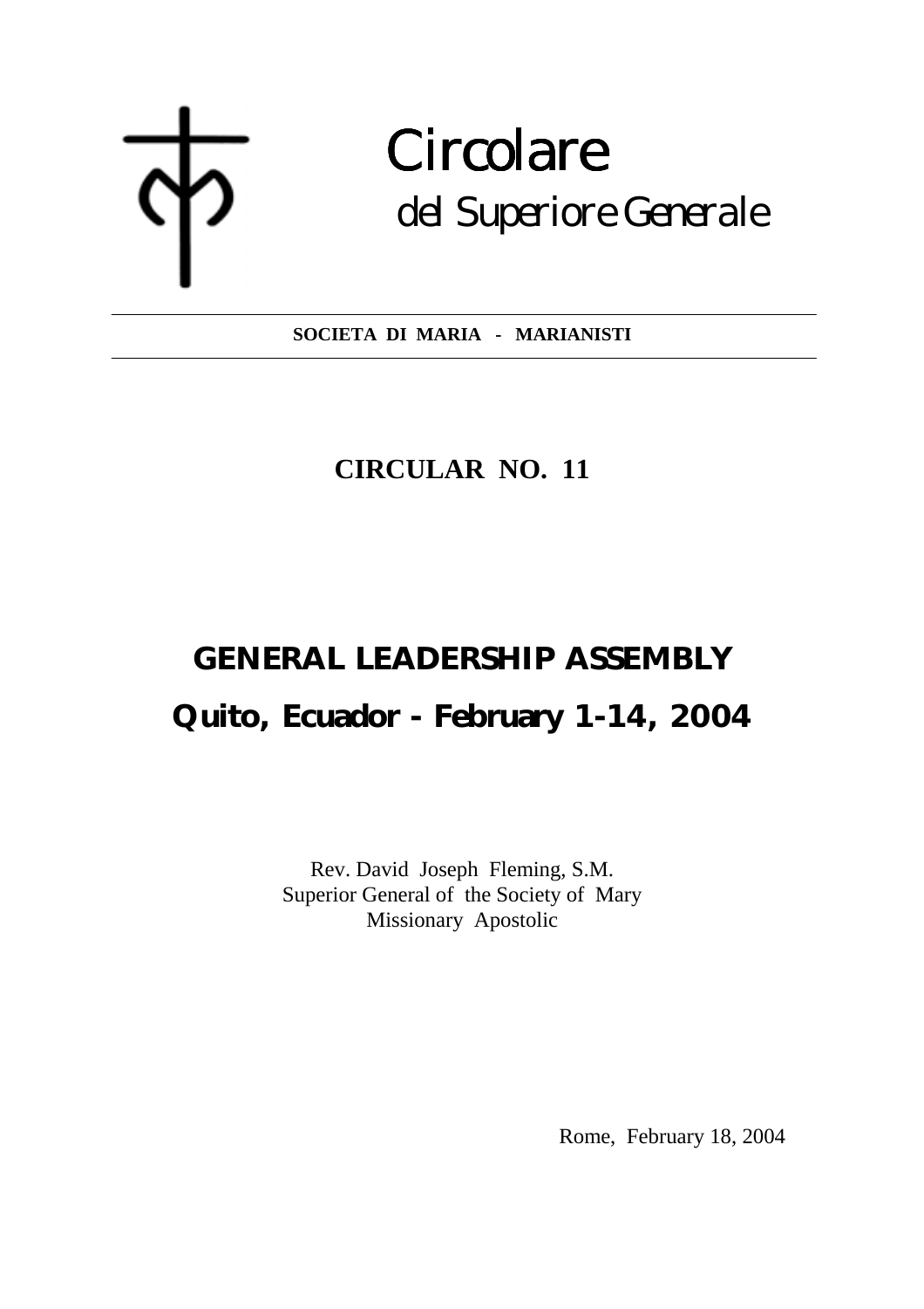# Circolare

## del Superiore Generale

**SOCIETA DI MARIA - MARIANISTI**

**CIRCULAR NO. 11**

# GENERAL LEADERSHIP ASSEMBLY

## Quito, Ecuador - February 1-14, 2004

Rev. David Joseph Fleming, S.M.
Superior General of the Society of Mary
Missionary Apostolic

Rome, February 18, 2004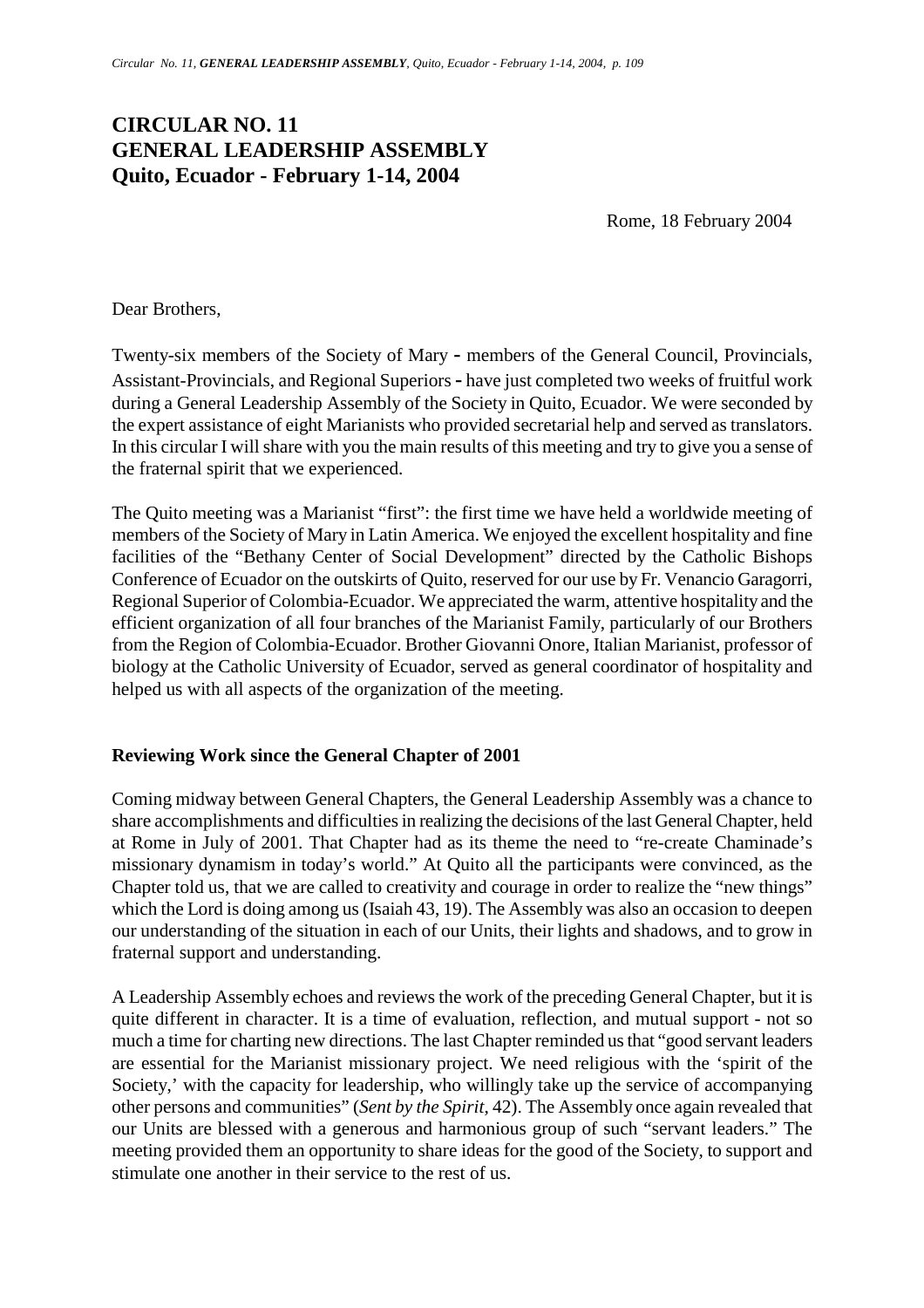# CIRCULAR NO. 11
# GENERAL LEADERSHIP ASSEMBLY
# Quito, Ecuador - February 1-14, 2004

Rome, 18 February 2004

Dear Brothers,

Twenty-six members of the Society of Mary - members of the General Council, Provincials, Assistant-Provincials, and Regional Superiors - have just completed two weeks of fruitful work during a General Leadership Assembly of the Society in Quito, Ecuador. We were seconded by the expert assistance of eight Marianists who provided secretarial help and served as translators. In this circular I will share with you the main results of this meeting and try to give you a sense of the fraternal spirit that we experienced.

The Quito meeting was a Marianist "first": the first time we have held a worldwide meeting of members of the Society of Mary in Latin America. We enjoyed the excellent hospitality and fine facilities of the "Bethany Center of Social Development" directed by the Catholic Bishops Conference of Ecuador on the outskirts of Quito, reserved for our use by Fr. Venancio Garagorri, Regional Superior of Colombia-Ecuador. We appreciated the warm, attentive hospitality and the efficient organization of all four branches of the Marianist Family, particularly of our Brothers from the Region of Colombia-Ecuador. Brother Giovanni Onore, Italian Marianist, professor of biology at the Catholic University of Ecuador, served as general coordinator of hospitality and helped us with all aspects of the organization of the meeting.

### Reviewing Work since the General Chapter of 2001

Coming midway between General Chapters, the General Leadership Assembly was a chance to share accomplishments and difficulties in realizing the decisions of the last General Chapter, held at Rome in July of 2001. That Chapter had as its theme the need to "re-create Chaminade's missionary dynamism in today's world." At Quito all the participants were convinced, as the Chapter told us, that we are called to creativity and courage in order to realize the "new things" which the Lord is doing among us (Isaiah 43, 19). The Assembly was also an occasion to deepen our understanding of the situation in each of our Units, their lights and shadows, and to grow in fraternal support and understanding.

A Leadership Assembly echoes and reviews the work of the preceding General Chapter, but it is quite different in character. It is a time of evaluation, reflection, and mutual support - not so much a time for charting new directions. The last Chapter reminded us that "good servant leaders are essential for the Marianist missionary project. We need religious with the 'spirit of the Society,' with the capacity for leadership, who willingly take up the service of accompanying other persons and communities" (*Sent by the Spirit*, 42). The Assembly once again revealed that our Units are blessed with a generous and harmonious group of such "servant leaders." The meeting provided them an opportunity to share ideas for the good of the Society, to support and stimulate one another in their service to the rest of us.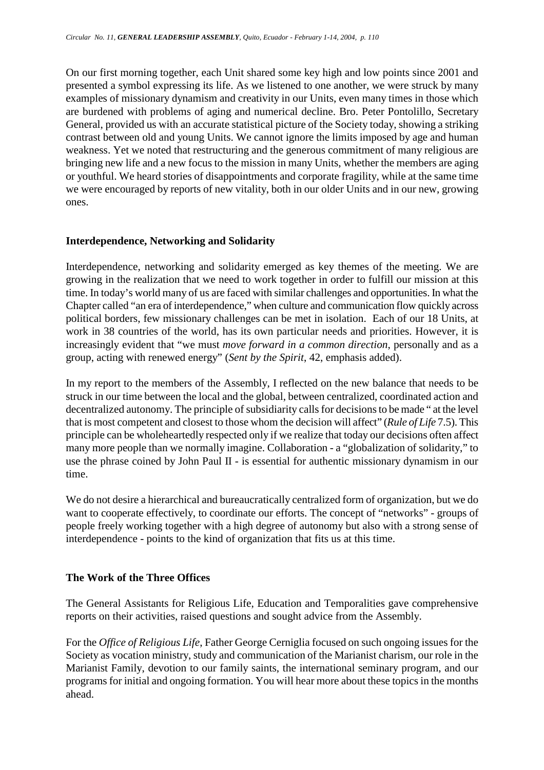On our first morning together, each Unit shared some key high and low points since 2001 and presented a symbol expressing its life. As we listened to one another, we were struck by many examples of missionary dynamism and creativity in our Units, even many times in those which are burdened with problems of aging and numerical decline. Bro. Peter Pontolillo, Secretary General, provided us with an accurate statistical picture of the Society today, showing a striking contrast between old and young Units. We cannot ignore the limits imposed by age and human weakness. Yet we noted that restructuring and the generous commitment of many religious are bringing new life and a new focus to the mission in many Units, whether the members are aging or youthful. We heard stories of disappointments and corporate fragility, while at the same time we were encouraged by reports of new vitality, both in our older Units and in our new, growing ones.

### Interdependence, Networking and Solidarity

Interdependence, networking and solidarity emerged as key themes of the meeting. We are growing in the realization that we need to work together in order to fulfill our mission at this time. In today's world many of us are faced with similar challenges and opportunities. In what the Chapter called "an era of interdependence," when culture and communication flow quickly across political borders, few missionary challenges can be met in isolation. Each of our 18 Units, at work in 38 countries of the world, has its own particular needs and priorities. However, it is increasingly evident that "we must *move forward in a common direction*, personally and as a group, acting with renewed energy" (*Sent by the Spirit*, 42, emphasis added).

In my report to the members of the Assembly, I reflected on the new balance that needs to be struck in our time between the local and the global, between centralized, coordinated action and decentralized autonomy. The principle of subsidiarity calls for decisions to be made " at the level that is most competent and closest to those whom the decision will affect" (*Rule of Life* 7.5). This principle can be wholeheartedly respected only if we realize that today our decisions often affect many more people than we normally imagine. Collaboration - a "globalization of solidarity," to use the phrase coined by John Paul II - is essential for authentic missionary dynamism in our time.

We do not desire a hierarchical and bureaucratically centralized form of organization, but we do want to cooperate effectively, to coordinate our efforts. The concept of "networks" - groups of people freely working together with a high degree of autonomy but also with a strong sense of interdependence - points to the kind of organization that fits us at this time.

### The Work of the Three Offices

The General Assistants for Religious Life, Education and Temporalities gave comprehensive reports on their activities, raised questions and sought advice from the Assembly.

For the *Office of Religious Life*, Father George Cerniglia focused on such ongoing issues for the Society as vocation ministry, study and communication of the Marianist charism, our role in the Marianist Family, devotion to our family saints, the international seminary program, and our programs for initial and ongoing formation. You will hear more about these topics in the months ahead.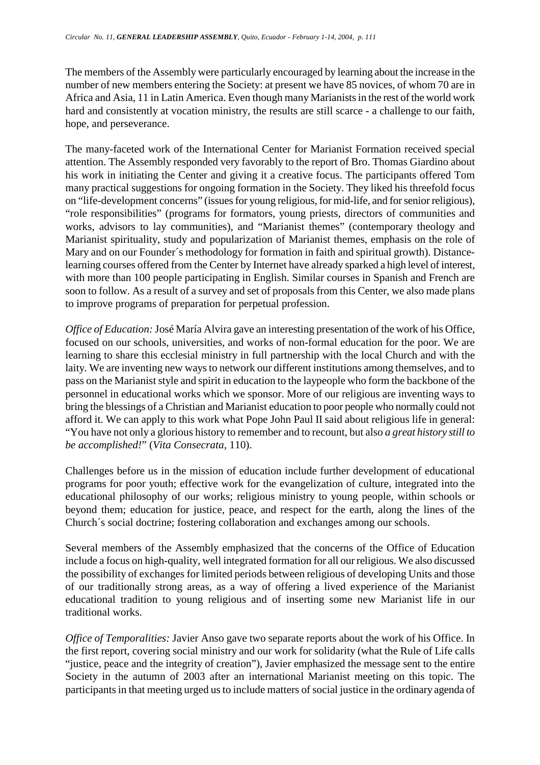The members of the Assembly were particularly encouraged by learning about the increase in the number of new members entering the Society: at present we have 85 novices, of whom 70 are in Africa and Asia, 11 in Latin America. Even though many Marianists in the rest of the world work hard and consistently at vocation ministry, the results are still scarce - a challenge to our faith, hope, and perseverance.

The many-faceted work of the International Center for Marianist Formation received special attention. The Assembly responded very favorably to the report of Bro. Thomas Giardino about his work in initiating the Center and giving it a creative focus. The participants offered Tom many practical suggestions for ongoing formation in the Society. They liked his threefold focus on "life-development concerns" (issues for young religious, for mid-life, and for senior religious), "role responsibilities" (programs for formators, young priests, directors of communities and works, advisors to lay communities), and "Marianist themes" (contemporary theology and Marianist spirituality, study and popularization of Marianist themes, emphasis on the role of Mary and on our Founder´s methodology for formation in faith and spiritual growth). Distance-learning courses offered from the Center by Internet have already sparked a high level of interest, with more than 100 people participating in English. Similar courses in Spanish and French are soon to follow. As a result of a survey and set of proposals from this Center, we also made plans to improve programs of preparation for perpetual profession.

*Office of Education:* José María Alvira gave an interesting presentation of the work of his Office, focused on our schools, universities, and works of non-formal education for the poor. We are learning to share this ecclesial ministry in full partnership with the local Church and with the laity. We are inventing new ways to network our different institutions among themselves, and to pass on the Marianist style and spirit in education to the laypeople who form the backbone of the personnel in educational works which we sponsor. More of our religious are inventing ways to bring the blessings of a Christian and Marianist education to poor people who normally could not afford it. We can apply to this work what Pope John Paul II said about religious life in general: "You have not only a glorious history to remember and to recount, but also *a great history still to be accomplished!*" (*Vita Consecrata*, 110).

Challenges before us in the mission of education include further development of educational programs for poor youth; effective work for the evangelization of culture, integrated into the educational philosophy of our works; religious ministry to young people, within schools or beyond them; education for justice, peace, and respect for the earth, along the lines of the Church´s social doctrine; fostering collaboration and exchanges among our schools.

Several members of the Assembly emphasized that the concerns of the Office of Education include a focus on high-quality, well integrated formation for all our religious. We also discussed the possibility of exchanges for limited periods between religious of developing Units and those of our traditionally strong areas, as a way of offering a lived experience of the Marianist educational tradition to young religious and of inserting some new Marianist life in our traditional works.

*Office of Temporalities:* Javier Anso gave two separate reports about the work of his Office. In the first report, covering social ministry and our work for solidarity (what the Rule of Life calls "justice, peace and the integrity of creation"), Javier emphasized the message sent to the entire Society in the autumn of 2003 after an international Marianist meeting on this topic. The participants in that meeting urged us to include matters of social justice in the ordinary agenda of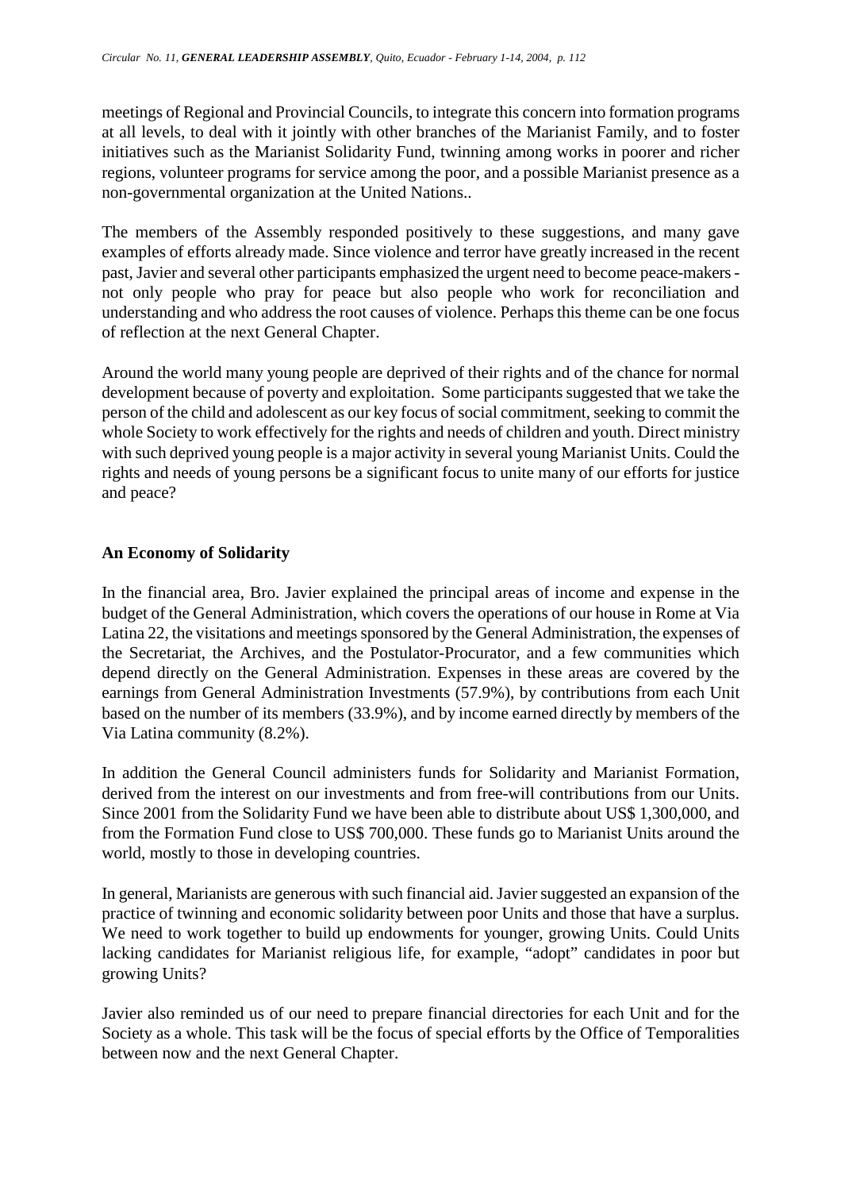meetings of Regional and Provincial Councils, to integrate this concern into formation programs at all levels, to deal with it jointly with other branches of the Marianist Family, and to foster initiatives such as the Marianist Solidarity Fund, twinning among works in poorer and richer regions, volunteer programs for service among the poor, and a possible Marianist presence as a non-governmental organization at the United Nations..

The members of the Assembly responded positively to these suggestions, and many gave examples of efforts already made. Since violence and terror have greatly increased in the recent past, Javier and several other participants emphasized the urgent need to become peace-makers - not only people who pray for peace but also people who work for reconciliation and understanding and who address the root causes of violence. Perhaps this theme can be one focus of reflection at the next General Chapter.

Around the world many young people are deprived of their rights and of the chance for normal development because of poverty and exploitation. Some participants suggested that we take the person of the child and adolescent as our key focus of social commitment, seeking to commit the whole Society to work effectively for the rights and needs of children and youth. Direct ministry with such deprived young people is a major activity in several young Marianist Units. Could the rights and needs of young persons be a significant focus to unite many of our efforts for justice and peace?

**An Economy of Solidarity**

In the financial area, Bro. Javier explained the principal areas of income and expense in the budget of the General Administration, which covers the operations of our house in Rome at Via Latina 22, the visitations and meetings sponsored by the General Administration, the expenses of the Secretariat, the Archives, and the Postulator-Procurator, and a few communities which depend directly on the General Administration. Expenses in these areas are covered by the earnings from General Administration Investments (57.9%), by contributions from each Unit based on the number of its members (33.9%), and by income earned directly by members of the Via Latina community (8.2%).

In addition the General Council administers funds for Solidarity and Marianist Formation, derived from the interest on our investments and from free-will contributions from our Units. Since 2001 from the Solidarity Fund we have been able to distribute about US$ 1,300,000, and from the Formation Fund close to US$ 700,000. These funds go to Marianist Units around the world, mostly to those in developing countries.

In general, Marianists are generous with such financial aid. Javier suggested an expansion of the practice of twinning and economic solidarity between poor Units and those that have a surplus. We need to work together to build up endowments for younger, growing Units. Could Units lacking candidates for Marianist religious life, for example, "adopt" candidates in poor but growing Units?

Javier also reminded us of our need to prepare financial directories for each Unit and for the Society as a whole. This task will be the focus of special efforts by the Office of Temporalities between now and the next General Chapter.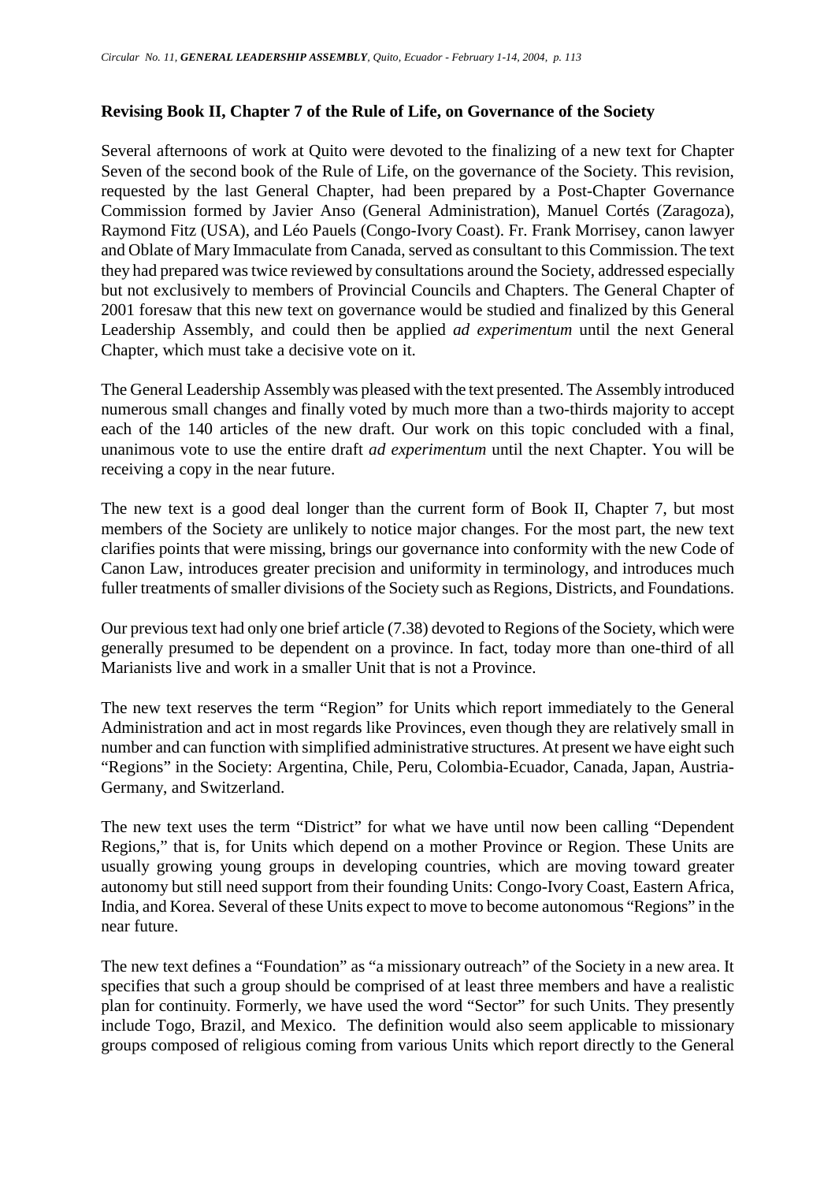**Revising Book II, Chapter 7 of the Rule of Life, on Governance of the Society**

Several afternoons of work at Quito were devoted to the finalizing of a new text for Chapter Seven of the second book of the Rule of Life, on the governance of the Society. This revision, requested by the last General Chapter, had been prepared by a Post-Chapter Governance Commission formed by Javier Anso (General Administration), Manuel Cortés (Zaragoza), Raymond Fitz (USA), and Léo Pauels (Congo-Ivory Coast). Fr. Frank Morrisey, canon lawyer and Oblate of Mary Immaculate from Canada, served as consultant to this Commission. The text they had prepared was twice reviewed by consultations around the Society, addressed especially but not exclusively to members of Provincial Councils and Chapters. The General Chapter of 2001 foresaw that this new text on governance would be studied and finalized by this General Leadership Assembly, and could then be applied *ad experimentum* until the next General Chapter, which must take a decisive vote on it.

The General Leadership Assembly was pleased with the text presented. The Assembly introduced numerous small changes and finally voted by much more than a two-thirds majority to accept each of the 140 articles of the new draft. Our work on this topic concluded with a final, unanimous vote to use the entire draft *ad experimentum* until the next Chapter. You will be receiving a copy in the near future.

The new text is a good deal longer than the current form of Book II, Chapter 7, but most members of the Society are unlikely to notice major changes. For the most part, the new text clarifies points that were missing, brings our governance into conformity with the new Code of Canon Law, introduces greater precision and uniformity in terminology, and introduces much fuller treatments of smaller divisions of the Society such as Regions, Districts, and Foundations.

Our previous text had only one brief article (7.38) devoted to Regions of the Society, which were generally presumed to be dependent on a province. In fact, today more than one-third of all Marianists live and work in a smaller Unit that is not a Province.

The new text reserves the term "Region" for Units which report immediately to the General Administration and act in most regards like Provinces, even though they are relatively small in number and can function with simplified administrative structures. At present we have eight such "Regions" in the Society: Argentina, Chile, Peru, Colombia-Ecuador, Canada, Japan, Austria-Germany, and Switzerland.

The new text uses the term "District" for what we have until now been calling "Dependent Regions," that is, for Units which depend on a mother Province or Region. These Units are usually growing young groups in developing countries, which are moving toward greater autonomy but still need support from their founding Units: Congo-Ivory Coast, Eastern Africa, India, and Korea. Several of these Units expect to move to become autonomous "Regions" in the near future.

The new text defines a "Foundation" as "a missionary outreach" of the Society in a new area. It specifies that such a group should be comprised of at least three members and have a realistic plan for continuity. Formerly, we have used the word "Sector" for such Units. They presently include Togo, Brazil, and Mexico. The definition would also seem applicable to missionary groups composed of religious coming from various Units which report directly to the General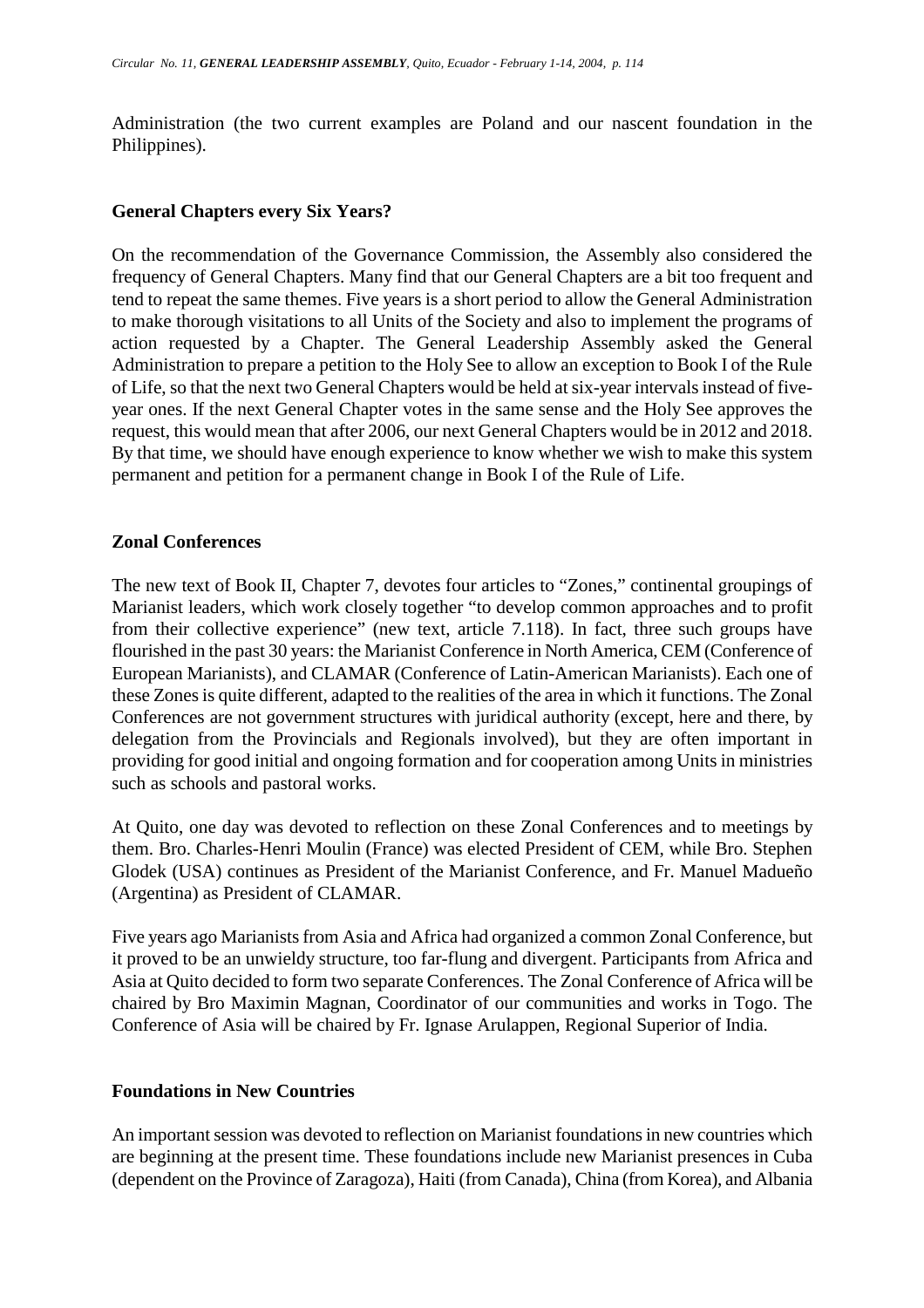Administration (the two current examples are Poland and our nascent foundation in the Philippines).

**General Chapters every Six Years?**

On the recommendation of the Governance Commission, the Assembly also considered the frequency of General Chapters. Many find that our General Chapters are a bit too frequent and tend to repeat the same themes. Five years is a short period to allow the General Administration to make thorough visitations to all Units of the Society and also to implement the programs of action requested by a Chapter. The General Leadership Assembly asked the General Administration to prepare a petition to the Holy See to allow an exception to Book I of the Rule of Life, so that the next two General Chapters would be held at six-year intervals instead of five-year ones. If the next General Chapter votes in the same sense and the Holy See approves the request, this would mean that after 2006, our next General Chapters would be in 2012 and 2018. By that time, we should have enough experience to know whether we wish to make this system permanent and petition for a permanent change in Book I of the Rule of Life.

**Zonal Conferences**

The new text of Book II, Chapter 7, devotes four articles to “Zones,” continental groupings of Marianist leaders, which work closely together “to develop common approaches and to profit from their collective experience” (new text, article 7.118). In fact, three such groups have flourished in the past 30 years: the Marianist Conference in North America, CEM (Conference of European Marianists), and CLAMAR (Conference of Latin-American Marianists). Each one of these Zones is quite different, adapted to the realities of the area in which it functions. The Zonal Conferences are not government structures with juridical authority (except, here and there, by delegation from the Provincials and Regionals involved), but they are often important in providing for good initial and ongoing formation and for cooperation among Units in ministries such as schools and pastoral works.

At Quito, one day was devoted to reflection on these Zonal Conferences and to meetings by them. Bro. Charles-Henri Moulin (France) was elected President of CEM, while Bro. Stephen Glodek (USA) continues as President of the Marianist Conference, and Fr. Manuel Madueño (Argentina) as President of CLAMAR.

Five years ago Marianists from Asia and Africa had organized a common Zonal Conference, but it proved to be an unwieldy structure, too far-flung and divergent. Participants from Africa and Asia at Quito decided to form two separate Conferences. The Zonal Conference of Africa will be chaired by Bro Maximin Magnan, Coordinator of our communities and works in Togo. The Conference of Asia will be chaired by Fr. Ignase Arulappen, Regional Superior of India.

**Foundations in New Countries**

An important session was devoted to reflection on Marianist foundations in new countries which are beginning at the present time. These foundations include new Marianist presences in Cuba (dependent on the Province of Zaragoza), Haiti (from Canada), China (from Korea), and Albania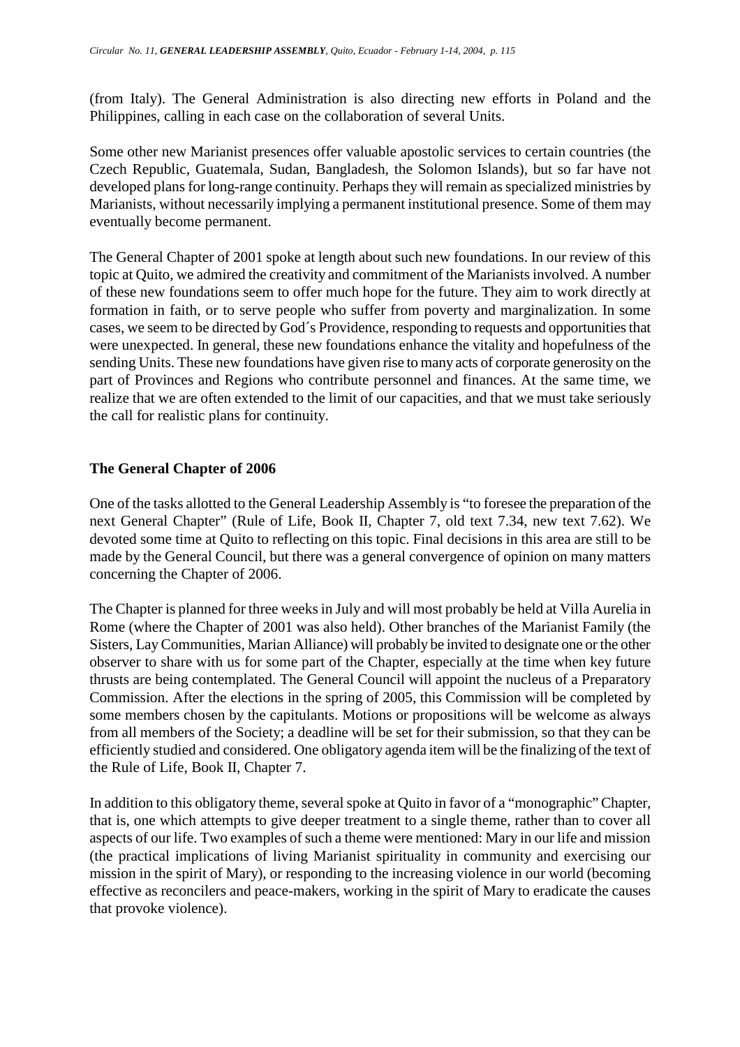(from Italy). The General Administration is also directing new efforts in Poland and the Philippines, calling in each case on the collaboration of several Units.

Some other new Marianist presences offer valuable apostolic services to certain countries (the Czech Republic, Guatemala, Sudan, Bangladesh, the Solomon Islands), but so far have not developed plans for long-range continuity. Perhaps they will remain as specialized ministries by Marianists, without necessarily implying a permanent institutional presence. Some of them may eventually become permanent.

The General Chapter of 2001 spoke at length about such new foundations. In our review of this topic at Quito, we admired the creativity and commitment of the Marianists involved. A number of these new foundations seem to offer much hope for the future. They aim to work directly at formation in faith, or to serve people who suffer from poverty and marginalization. In some cases, we seem to be directed by God´s Providence, responding to requests and opportunities that were unexpected. In general, these new foundations enhance the vitality and hopefulness of the sending Units. These new foundations have given rise to many acts of corporate generosity on the part of Provinces and Regions who contribute personnel and finances. At the same time, we realize that we are often extended to the limit of our capacities, and that we must take seriously the call for realistic plans for continuity.

## The General Chapter of 2006

One of the tasks allotted to the General Leadership Assembly is "to foresee the preparation of the next General Chapter" (Rule of Life, Book II, Chapter 7, old text 7.34, new text 7.62). We devoted some time at Quito to reflecting on this topic. Final decisions in this area are still to be made by the General Council, but there was a general convergence of opinion on many matters concerning the Chapter of 2006.

The Chapter is planned for three weeks in July and will most probably be held at Villa Aurelia in Rome (where the Chapter of 2001 was also held). Other branches of the Marianist Family (the Sisters, Lay Communities, Marian Alliance) will probably be invited to designate one or the other observer to share with us for some part of the Chapter, especially at the time when key future thrusts are being contemplated. The General Council will appoint the nucleus of a Preparatory Commission. After the elections in the spring of 2005, this Commission will be completed by some members chosen by the capitulants. Motions or propositions will be welcome as always from all members of the Society; a deadline will be set for their submission, so that they can be efficiently studied and considered. One obligatory agenda item will be the finalizing of the text of the Rule of Life, Book II, Chapter 7.

In addition to this obligatory theme, several spoke at Quito in favor of a "monographic" Chapter, that is, one which attempts to give deeper treatment to a single theme, rather than to cover all aspects of our life. Two examples of such a theme were mentioned: Mary in our life and mission (the practical implications of living Marianist spirituality in community and exercising our mission in the spirit of Mary), or responding to the increasing violence in our world (becoming effective as reconcilers and peace-makers, working in the spirit of Mary to eradicate the causes that provoke violence).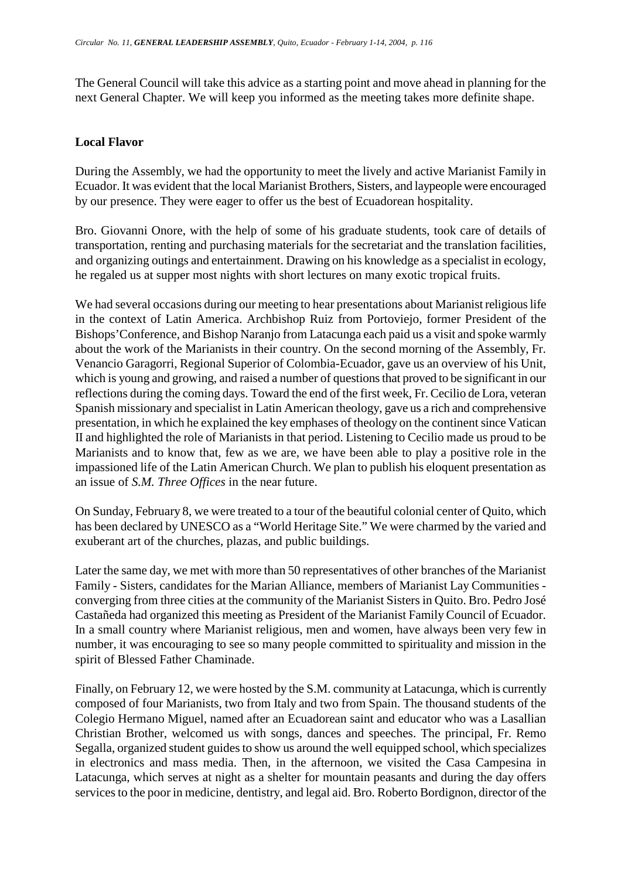The General Council will take this advice as a starting point and move ahead in planning for the next General Chapter. We will keep you informed as the meeting takes more definite shape.

**Local Flavor**

During the Assembly, we had the opportunity to meet the lively and active Marianist Family in Ecuador. It was evident that the local Marianist Brothers, Sisters, and laypeople were encouraged by our presence. They were eager to offer us the best of Ecuadorean hospitality.

Bro. Giovanni Onore, with the help of some of his graduate students, took care of details of transportation, renting and purchasing materials for the secretariat and the translation facilities, and organizing outings and entertainment. Drawing on his knowledge as a specialist in ecology, he regaled us at supper most nights with short lectures on many exotic tropical fruits.

We had several occasions during our meeting to hear presentations about Marianist religious life in the context of Latin America. Archbishop Ruiz from Portoviejo, former President of the Bishops'Conference, and Bishop Naranjo from Latacunga each paid us a visit and spoke warmly about the work of the Marianists in their country. On the second morning of the Assembly, Fr. Venancio Garagorri, Regional Superior of Colombia-Ecuador, gave us an overview of his Unit, which is young and growing, and raised a number of questions that proved to be significant in our reflections during the coming days. Toward the end of the first week, Fr. Cecilio de Lora, veteran Spanish missionary and specialist in Latin American theology, gave us a rich and comprehensive presentation, in which he explained the key emphases of theology on the continent since Vatican II and highlighted the role of Marianists in that period. Listening to Cecilio made us proud to be Marianists and to know that, few as we are, we have been able to play a positive role in the impassioned life of the Latin American Church. We plan to publish his eloquent presentation as an issue of *S.M. Three Offices* in the near future.

On Sunday, February 8, we were treated to a tour of the beautiful colonial center of Quito, which has been declared by UNESCO as a "World Heritage Site." We were charmed by the varied and exuberant art of the churches, plazas, and public buildings.

Later the same day, we met with more than 50 representatives of other branches of the Marianist Family - Sisters, candidates for the Marian Alliance, members of Marianist Lay Communities - converging from three cities at the community of the Marianist Sisters in Quito. Bro. Pedro José Castañeda had organized this meeting as President of the Marianist Family Council of Ecuador. In a small country where Marianist religious, men and women, have always been very few in number, it was encouraging to see so many people committed to spirituality and mission in the spirit of Blessed Father Chaminade.

Finally, on February 12, we were hosted by the S.M. community at Latacunga, which is currently composed of four Marianists, two from Italy and two from Spain. The thousand students of the Colegio Hermano Miguel, named after an Ecuadorean saint and educator who was a Lasallian Christian Brother, welcomed us with songs, dances and speeches. The principal, Fr. Remo Segalla, organized student guides to show us around the well equipped school, which specializes in electronics and mass media. Then, in the afternoon, we visited the Casa Campesina in Latacunga, which serves at night as a shelter for mountain peasants and during the day offers services to the poor in medicine, dentistry, and legal aid. Bro. Roberto Bordignon, director of the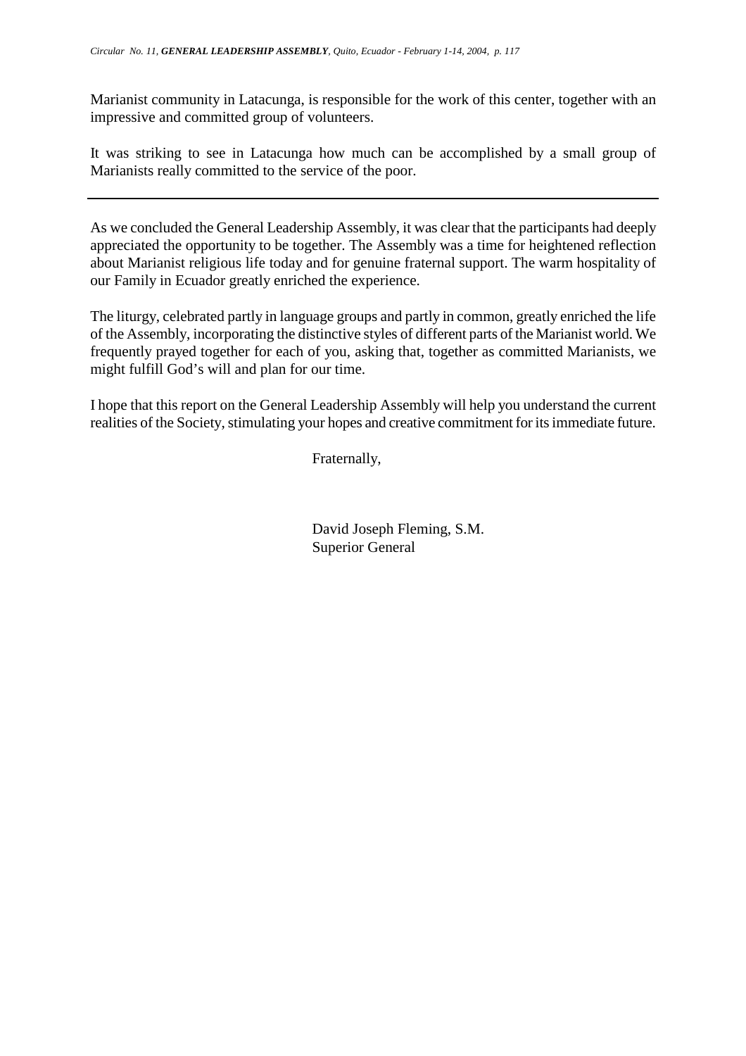Marianist community in Latacunga, is responsible for the work of this center, together with an impressive and committed group of volunteers.

It was striking to see in Latacunga how much can be accomplished by a small group of Marianists really committed to the service of the poor.

---

As we concluded the General Leadership Assembly, it was clear that the participants had deeply appreciated the opportunity to be together. The Assembly was a time for heightened reflection about Marianist religious life today and for genuine fraternal support. The warm hospitality of our Family in Ecuador greatly enriched the experience.

The liturgy, celebrated partly in language groups and partly in common, greatly enriched the life of the Assembly, incorporating the distinctive styles of different parts of the Marianist world. We frequently prayed together for each of you, asking that, together as committed Marianists, we might fulfill God's will and plan for our time.

I hope that this report on the General Leadership Assembly will help you understand the current realities of the Society, stimulating your hopes and creative commitment for its immediate future.

Fraternally,

David Joseph Fleming, S.M.
Superior General